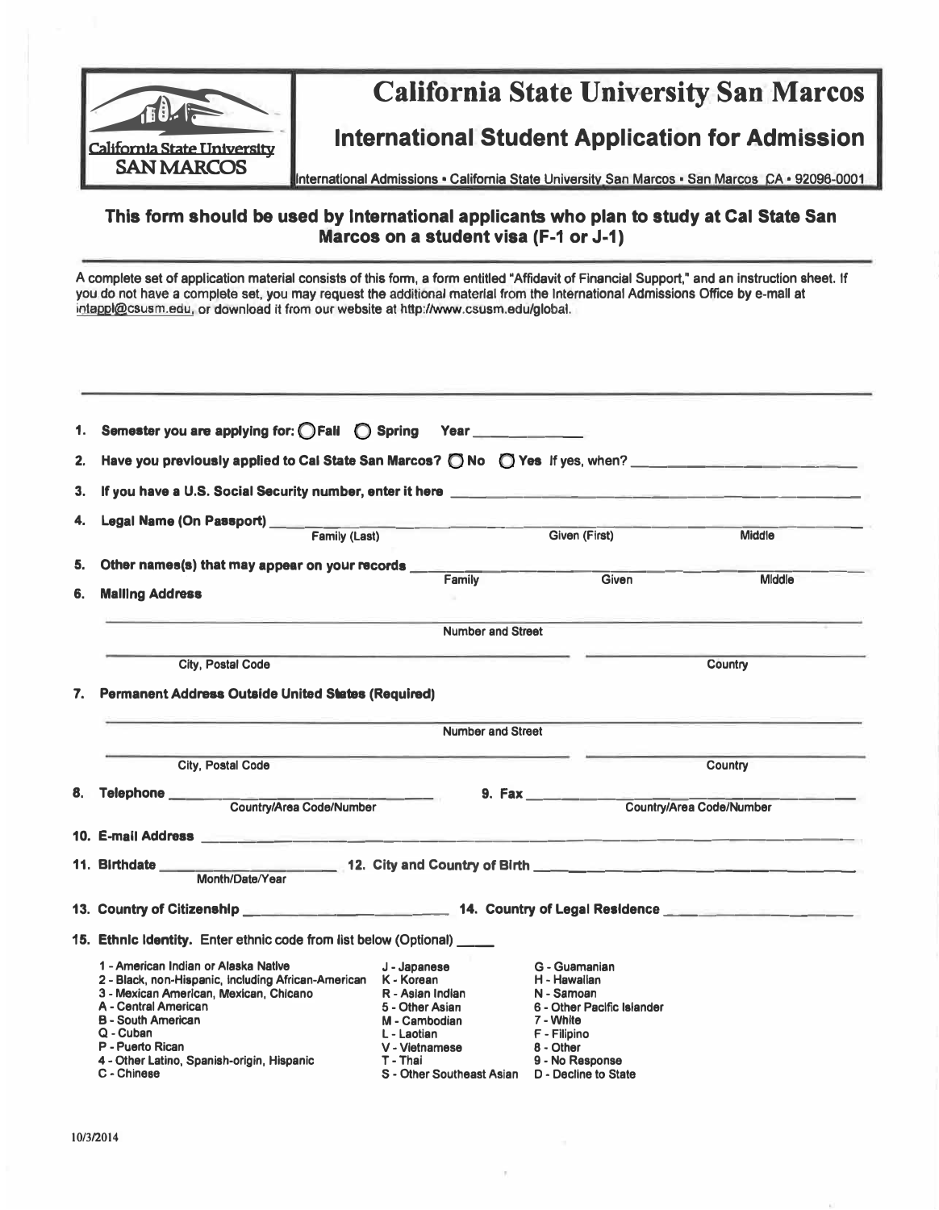# California State University San Marcos

## International Student Application for Admission

International Admissions • California State University San Marcos • San Marcos CA • 92096-0001

**This form should be used by international applicants who plan to study at Cal State San Marcos on a student visa (F-1 or J-1)**

A complete set of application material consists of this form, a form entitled "Affidavit of Financial Support," and an instruction sheet. If you do not have a complete set, you may request the additional material from the International Admissions Office by e-mail at intappl@csusm.edu, or download it from our website at http://www.csusm.edu/global.

---

1. **Semester you are applying for:** ◯ Fall ◯ Spring **Year** ______________
2. **Have you previously applied to Cal State San Marcos?** ◯ No ◯ Yes **If yes, when?** ______________
3. **If you have a U.S. Social Security number, enter it here** ______________
4. **Legal Name (On Passport)** ______________ Family (Last) ______________ Given (First) ______________ Middle
5. **Other names(s) that may appear on your records** ______________ Family ______________ Given ______________ Middle
6. **Mailing Address**

   ______________ Number and Street

   ______________ City, Postal Code ______________ Country

7. **Permanent Address Outside United States (Required)**

   ______________ Number and Street

   ______________ City, Postal Code ______________ Country

8. **Telephone** ______________ Country/Area Code/Number
9. **Fax** ______________ Country/Area Code/Number
10. **E-mail Address** ______________
11. **Birthdate** ______________ Month/Date/Year
12. **City and Country of Birth** ______________
13. **Country of Citizenship** ______________
14. **Country of Legal Residence** ______________
15. **Ethnic Identity.** Enter ethnic code from list below (Optional) _____

- 1 - American Indian or Alaska Native
- 2 - Black, non-Hispanic, including African-American
- 3 - Mexican American, Mexican, Chicano
- A - Central American
- B - South American
- Q - Cuban
- P - Puerto Rican
- 4 - Other Latino, Spanish-origin, Hispanic
- C - Chinese
- J - Japanese
- K - Korean
- R - Asian Indian
- 5 - Other Asian
- M - Cambodian
- L - Laotian
- V - Vietnamese
- T - Thai
- S - Other Southeast Asian
- G - Guamanian
- H - Hawaiian
- N - Samoan
- 6 - Other Pacific Islander
- 7 - White
- F - Filipino
- 8 - Other
- 9 - No Response
- D - Decline to State

10/3/2014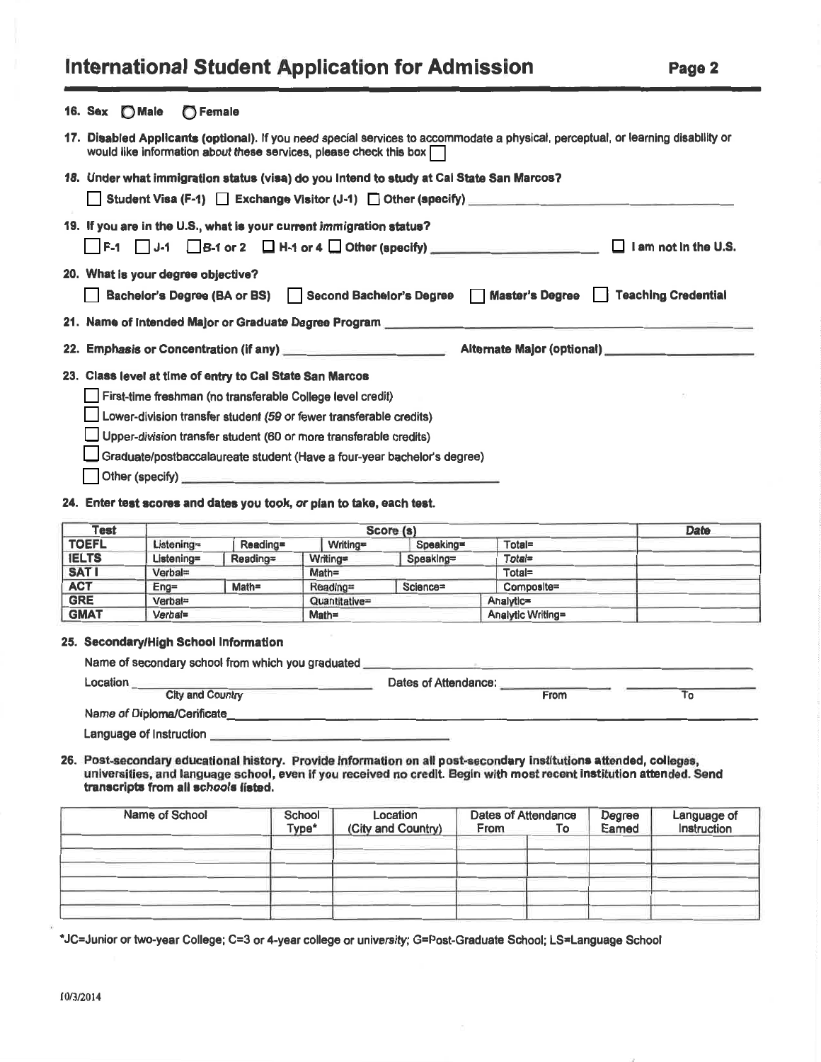## International Student Application for Admission

**16. Sex** ◯ Male ◯ Female

**17. Disabled Applicants (optional).** If you need special services to accommodate a physical, perceptual, or learning disability or would like information about these services, please check this box ☐

**18. Under what immigration status (visa) do you intend to study at Cal State San Marcos?**

☐ Student Visa (F-1) ☐ Exchange Visitor (J-1) ☐ Other (specify) ______________________

**19. If you are in the U.S., what is your current immigration status?**

☐ F-1 ☐ J-1 ☐ B-1 or 2 ☐ H-1 or 4 ☐ Other (specify) ______________________ ☐ I am not in the U.S.

**20. What is your degree objective?**

☐ Bachelor's Degree (BA or BS) ☐ Second Bachelor's Degree ☐ Master's Degree ☐ Teaching Credential

**21. Name of Intended Major or Graduate Degree Program** ______________________

**22. Emphasis or Concentration (if any)** ______________________ **Alternate Major (optional)** ______________________

**23. Class level at time of entry to Cal State San Marcos**

☐ First-time freshman (no transferable College level credit)

☐ Lower-division transfer student (59 or fewer transferable credits)

☐ Upper-division transfer student (60 or more transferable credits)

☐ Graduate/postbaccalaureate student (Have a four-year bachelor's degree)

☐ Other (specify) ______________________

**24. Enter test scores and dates you took, or plan to take, each test.**

| Test | Score (s) | | | | | Date |
|---|---|---|---|---|---|---|
| TOEFL | Listening= | Reading= | Writing= | Speaking= | Total= | |
| IELTS | Listening= | Reading= | Writing= | Speaking= | Total= | |
| SAT I | Verbal= | | Math= | | Total= | |
| ACT | Eng= | Math= | Reading= | Science= | Composite= | |
| GRE | Verbal= | | Quantitative= | | Analytic= | |
| GMAT | Verbal= | | Math= | | Analytic Writing= | |

**25. Secondary/High School Information**

Name of secondary school from which you graduated ______________________

Location ______________________ (City and Country) Dates of Attendance: ____________ (From) ____________ (To)

Name of Diploma/Cerificate ______________________

Language of Instruction ______________________

**26. Post-secondary educational history. Provide information on all post-secondary institutions attended, colleges, universities, and language school, even if you received no credit. Begin with most recent institution attended. Send transcripts from all schools listed.**

| Name of School | School Type* | Location (City and Country) | Dates of Attendance From | Dates of Attendance To | Degree Earned | Language of Instruction |
|---|---|---|---|---|---|---|
| | | | | | | |
| | | | | | | |
| | | | | | | |
| | | | | | | |
| | | | | | | |

*JC=Junior or two-year College; C=3 or 4-year college or university; G=Post-Graduate School; LS=Language School

10/3/2014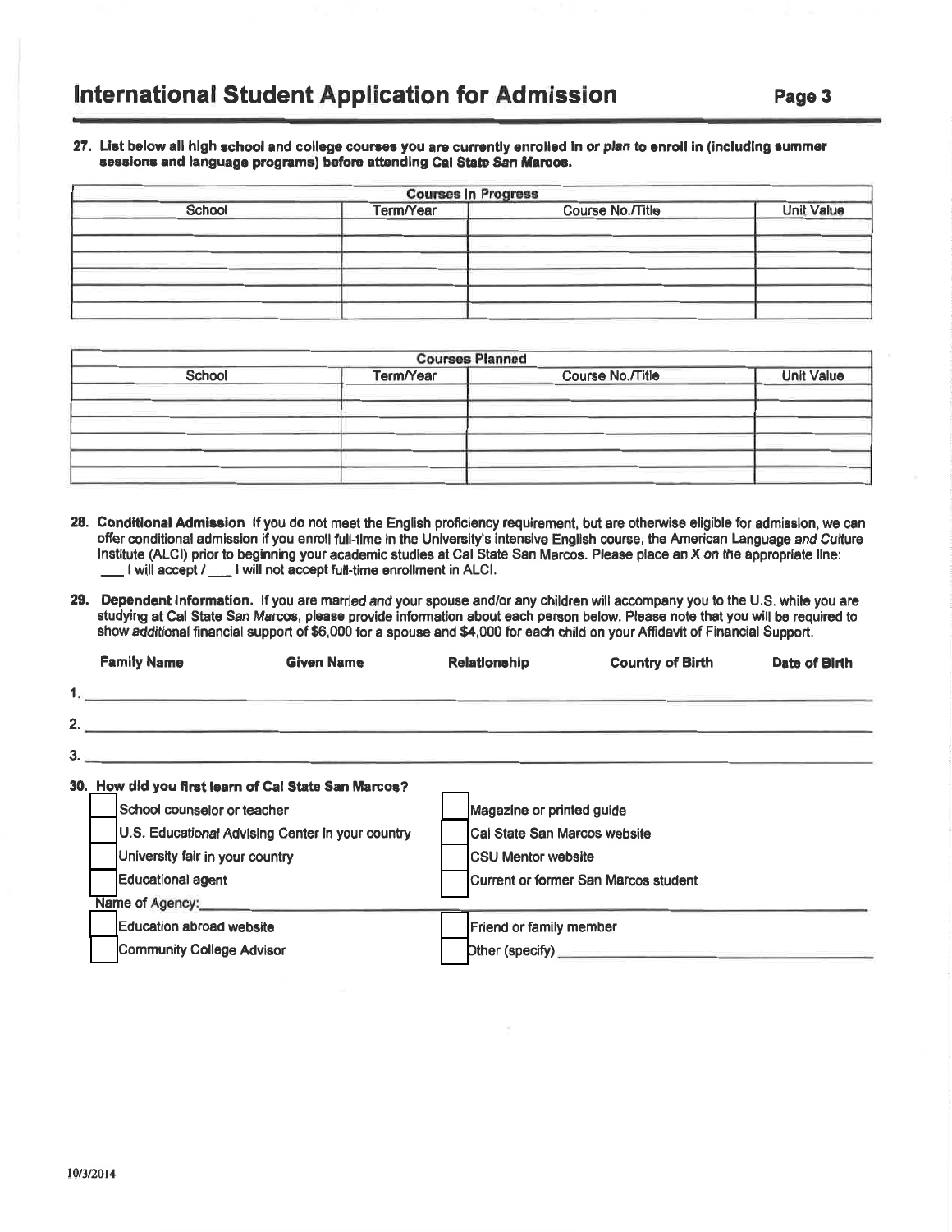# International Student Application for Admission

**27. List below all high school and college courses you are currently enrolled in or *plan* to enroll in (including summer sessions and language programs) before attending Cal State San Marcos.**

| Courses In Progress | | | |
|---|---|---|---|
| School | Term/Year | Course No./Title | Unit Value |
| | | | |
| | | | |
| | | | |
| | | | |
| | | | |
| | | | |

| Courses Planned | | | |
|---|---|---|---|
| School | Term/Year | Course No./Title | Unit Value |
| | | | |
| | | | |
| | | | |
| | | | |
| | | | |
| | | | |

**28. Conditional Admission** If you do not meet the English proficiency requirement, but are otherwise eligible for admission, we can offer conditional admission if you enroll full-time in the University's intensive English course, the American Language and Culture Institute (ALCI) prior to beginning your academic studies at Cal State San Marcos. Please place an X on the appropriate line:
___ I will accept / ___ I will not accept full-time enrollment in ALCI.

**29. Dependent Information.** If you are married and your spouse and/or any children will accompany you to the U.S. while you are studying at Cal State San Marcos, please provide information about each person below. Please note that you will be required to show additional financial support of $6,000 for a spouse and $4,000 for each child on your Affidavit of Financial Support.

| | Family Name | Given Name | Relationship | Country of Birth | Date of Birth |
|---|---|---|---|---|---|
| 1. | | | | | |
| 2. | | | | | |
| 3. | | | | | |

**30. How did you first learn of Cal State San Marcos?**

- ☐ School counselor or teacher
- ☐ U.S. Educational Advising Center in your country
- ☐ University fair in your country
- ☐ Educational agent
- Name of Agency: ______________________
- ☐ Education abroad website
- ☐ Community College Advisor
- ☐ Magazine or printed guide
- ☐ Cal State San Marcos website
- ☐ CSU Mentor website
- ☐ Current or former San Marcos student
- ☐ Friend or family member
- ☐ Other (specify) ______________________

10/3/2014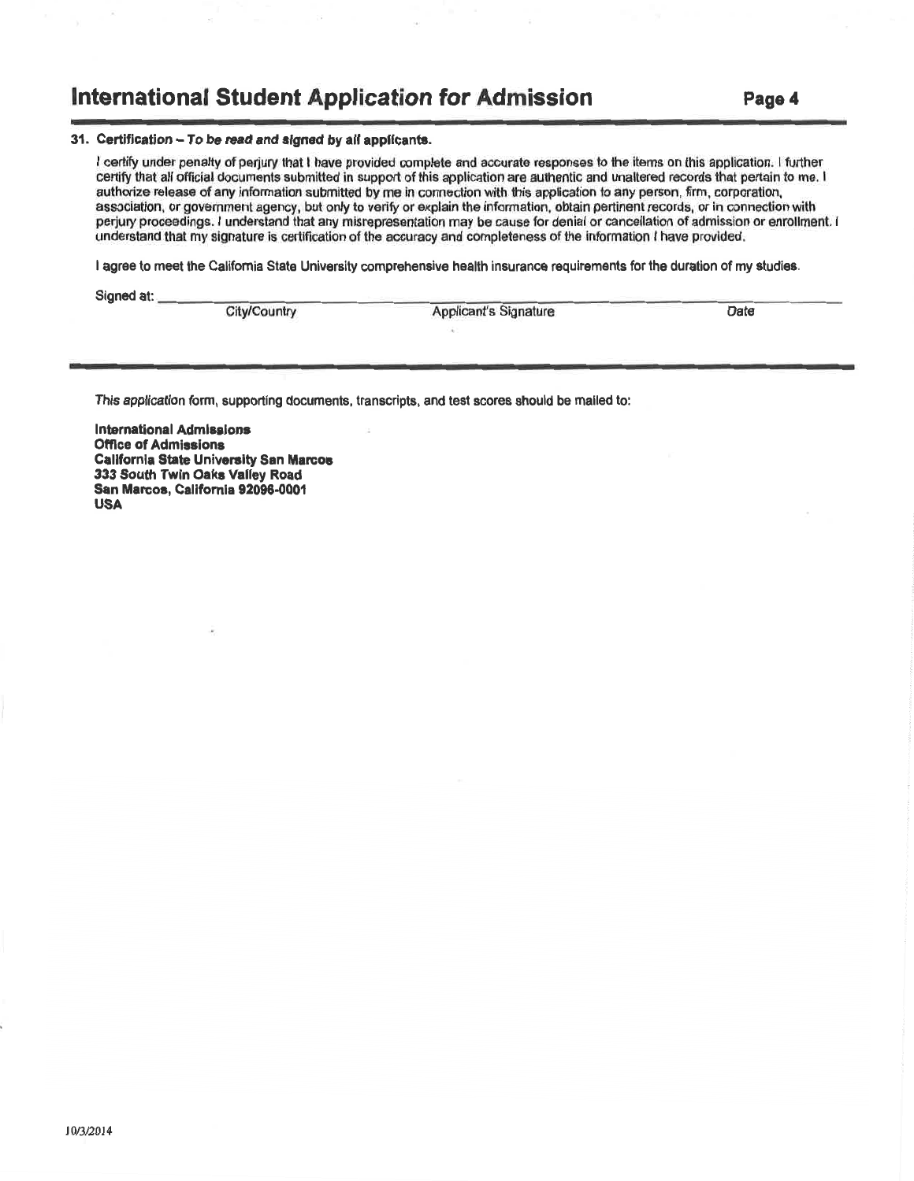# International Student Application for Admission

**31. Certification – *To be read and signed by all applicants.***

I certify under penalty of perjury that I have provided complete and accurate responses to the items on this application. I further certify that all official documents submitted in support of this application are authentic and unaltered records that pertain to me. I authorize release of any information submitted by me in connection with this application to any person, firm, corporation, association, or government agency, but only to verify or explain the information, obtain pertinent records, or in connection with perjury proceedings. I understand that any misrepresentation may be cause for denial or cancellation of admission or enrollment. I understand that my signature is certification of the accuracy and completeness of the information I have provided.

I agree to meet the California State University comprehensive health insurance requirements for the duration of my studies.

Signed at: ______________________ ______________________ ______________

City/Country — Applicant's Signature — Date

---

*This application* form, supporting documents, transcripts, and test scores should be mailed to:

**International Admissions**
**Office of Admissions**
**California State University San Marcos**
**333 South Twin Oaks Valley Road**
**San Marcos, California 92096-0001**
**USA**

10/3/2014